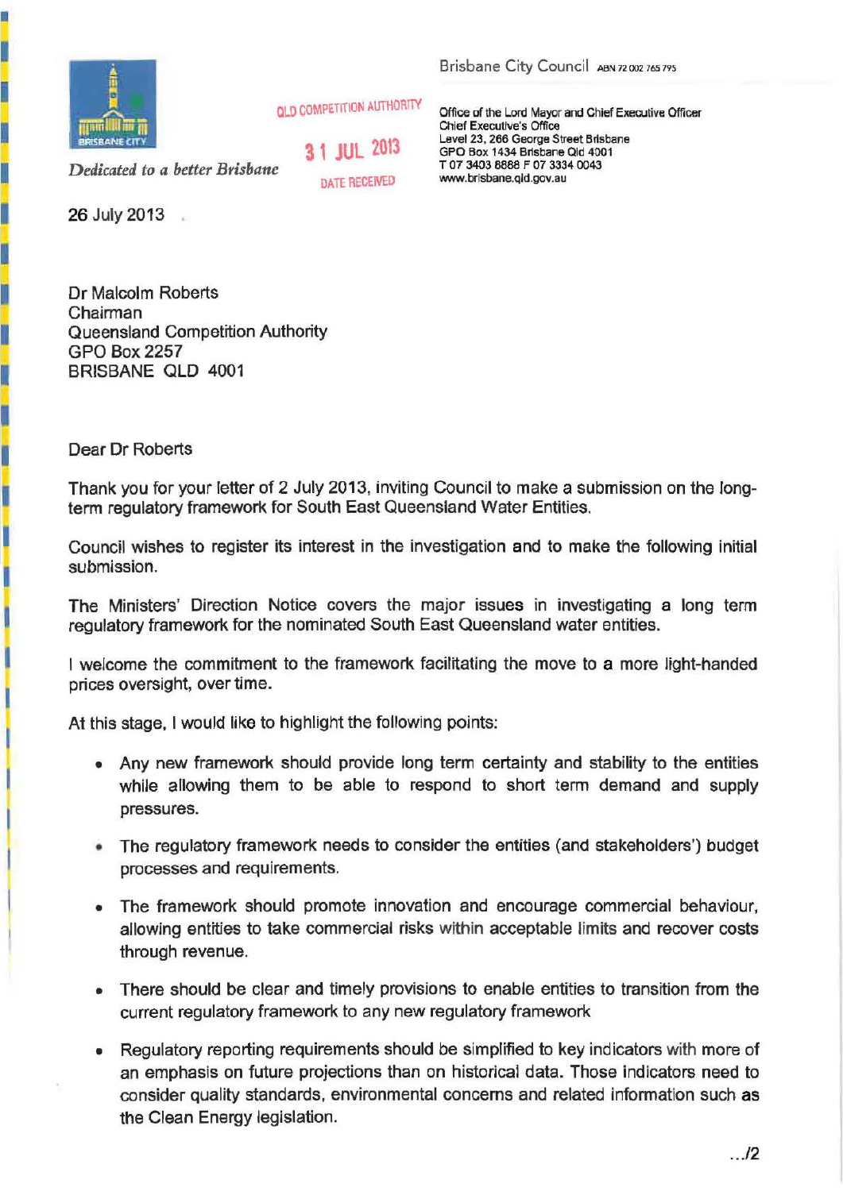Brisbane City Council ABN 72 002 765 795

*Dedicated to a better Brisbane*

QLD COMPETITION AUTHORITY
31 JUL 2013
DATE RECEIVED

Office of the Lord Mayor and Chief Executive Officer
Chief Executive's Office
Level 23, 266 George Street Brisbane
GPO Box 1434 Brisbane Qld 4001
T 07 3403 8888 F 07 3334 0043
www.brisbane.qld.gov.au

26 July 2013

Dr Malcolm Roberts
Chairman
Queensland Competition Authority
GPO Box 2257
BRISBANE QLD 4001

Dear Dr Roberts

Thank you for your letter of 2 July 2013, inviting Council to make a submission on the long-term regulatory framework for South East Queensland Water Entities.

Council wishes to register its interest in the investigation and to make the following initial submission.

The Ministers' Direction Notice covers the major issues in investigating a long term regulatory framework for the nominated South East Queensland water entities.

I welcome the commitment to the framework facilitating the move to a more light-handed prices oversight, over time.

At this stage, I would like to highlight the following points:

- Any new framework should provide long term certainty and stability to the entities while allowing them to be able to respond to short term demand and supply pressures.
- The regulatory framework needs to consider the entities (and stakeholders') budget processes and requirements.
- The framework should promote innovation and encourage commercial behaviour, allowing entities to take commercial risks within acceptable limits and recover costs through revenue.
- There should be clear and timely provisions to enable entities to transition from the current regulatory framework to any new regulatory framework
- Regulatory reporting requirements should be simplified to key indicators with more of an emphasis on future projections than on historical data. Those indicators need to consider quality standards, environmental concerns and related information such as the Clean Energy legislation.

.../2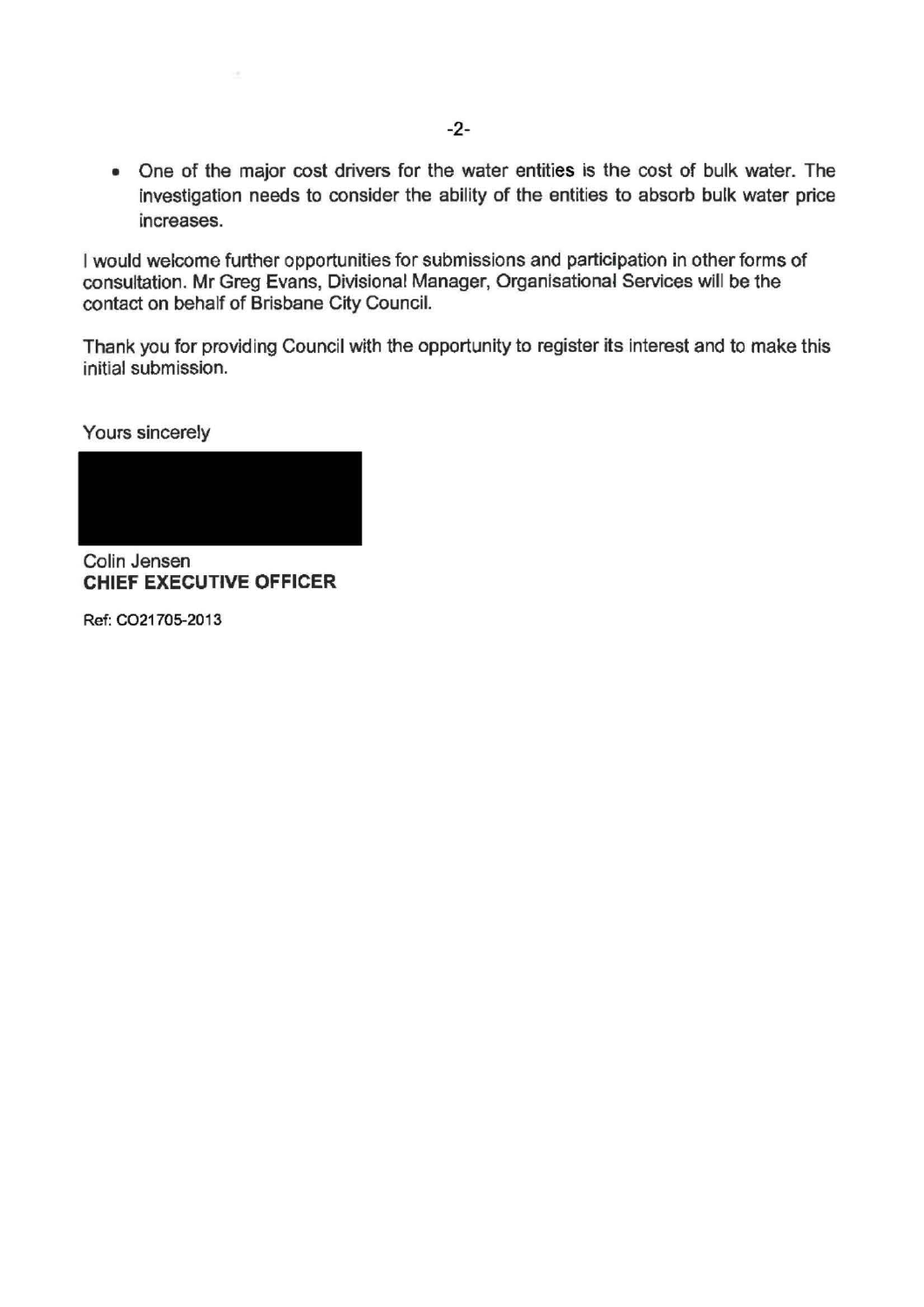- One of the major cost drivers for the water entities is the cost of bulk water. The investigation needs to consider the ability of the entities to absorb bulk water price increases.

I would welcome further opportunities for submissions and participation in other forms of consultation. Mr Greg Evans, Divisional Manager, Organisational Services will be the contact on behalf of Brisbane City Council.

Thank you for providing Council with the opportunity to register its interest and to make this initial submission.

Yours sincerely

Colin Jensen
**CHIEF EXECUTIVE OFFICER**

Ref: CO21705-2013